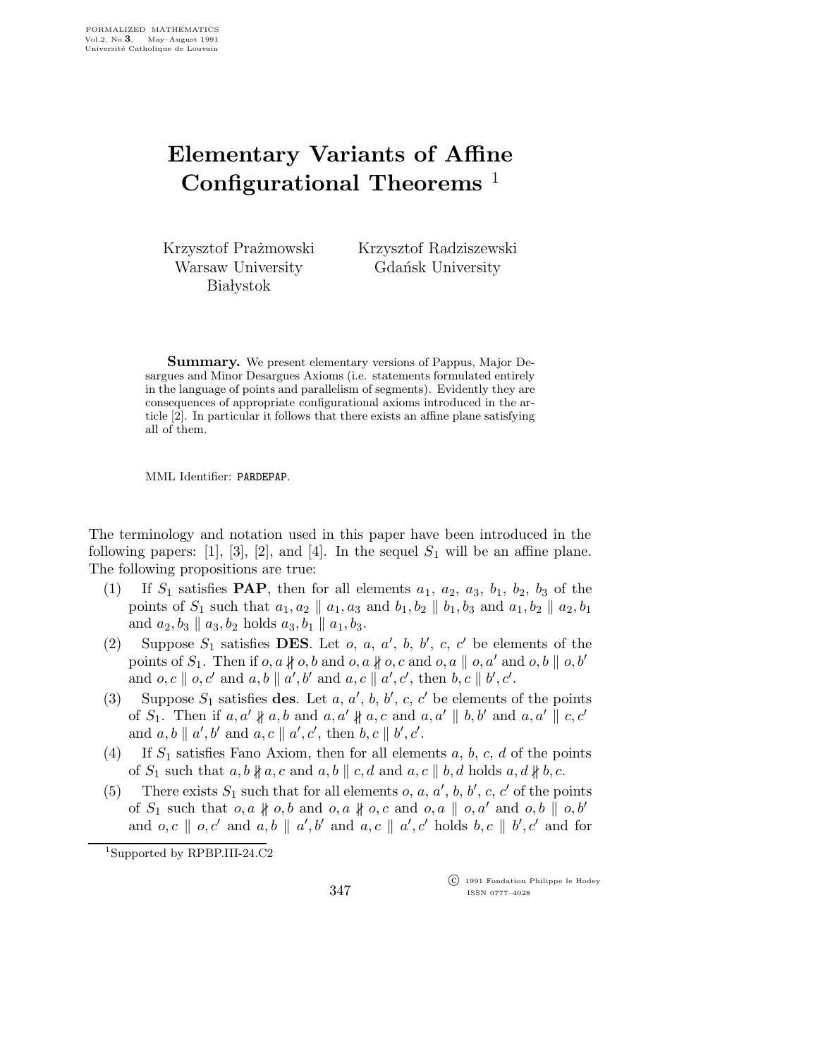# Elementary Variants of Affine Configurational Theorems [1]

Krzysztof Prażmowski
Warsaw University
Białystok

Krzysztof Radziszewski
Gdańsk University

**Summary.** We present elementary versions of Pappus, Major Desargues and Minor Desargues Axioms (i.e. statements formulated entirely in the language of points and parallelism of segments). Evidently they are consequences of appropriate configurational axioms introduced in the article [2]. In particular it follows that there exists an affine plane satisfying all of them.

MML Identifier: PARDEPAP.

The terminology and notation used in this paper have been introduced in the following papers: [1], [3], [2], and [4]. In the sequel $S_1$ will be an affine plane. The following propositions are true:

(1) If $S_1$ satisfies **PAP**, then for all elements $a_1$, $a_2$, $a_3$, $b_1$, $b_2$, $b_3$ of the points of $S_1$ such that $a_1, a_2 \parallel a_1, a_3$ and $b_1, b_2 \parallel b_1, b_3$ and $a_1, b_2 \parallel a_2, b_1$ and $a_2, b_3 \parallel a_3, b_2$ holds $a_3, b_1 \parallel a_1, b_3$.

(2) Suppose $S_1$ satisfies **DES**. Let $o$, $a$, $a'$, $b$, $b'$, $c$, $c'$ be elements of the points of $S_1$. Then if $o, a \nparallel o, b$ and $o, a \nparallel o, c$ and $o, a \parallel o, a'$ and $o, b \parallel o, b'$ and $o, c \parallel o, c'$ and $a, b \parallel a', b'$ and $a, c \parallel a', c'$, then $b, c \parallel b', c'$.

(3) Suppose $S_1$ satisfies **des**. Let $a$, $a'$, $b$, $b'$, $c$, $c'$ be elements of the points of $S_1$. Then if $a, a' \nparallel a, b$ and $a, a' \nparallel a, c$ and $a, a' \parallel b, b'$ and $a, a' \parallel c, c'$ and $a, b \parallel a', b'$ and $a, c \parallel a', c'$, then $b, c \parallel b', c'$.

(4) If $S_1$ satisfies Fano Axiom, then for all elements $a$, $b$, $c$, $d$ of the points of $S_1$ such that $a, b \nparallel a, c$ and $a, b \parallel c, d$ and $a, c \parallel b, d$ holds $a, d \nparallel b, c$.

(5) There exists $S_1$ such that for all elements $o$, $a$, $a'$, $b$, $b'$, $c$, $c'$ of the points of $S_1$ such that $o, a \nparallel o, b$ and $o, a \nparallel o, c$ and $o, a \parallel o, a'$ and $o, b \parallel o, b'$ and $o, c \parallel o, c'$ and $a, b \parallel a', b'$ and $a, c \parallel a', c'$ holds $b, c \parallel b', c'$ and for

[1]Supported by RPBP.III-24.C2

© 1991 Fondation Philippe le Hodey
ISSN 0777–4028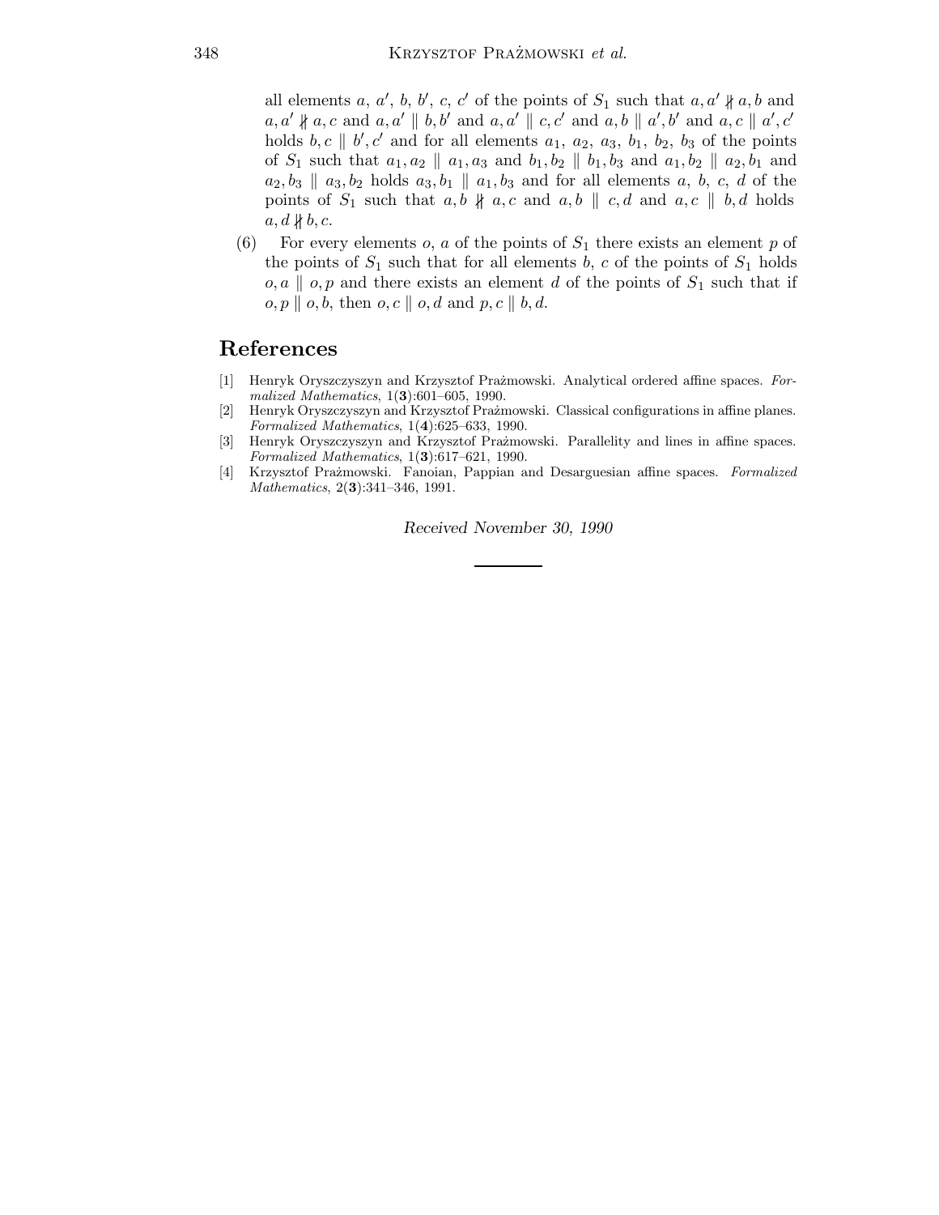all elements $a$, $a'$, $b$, $b'$, $c$, $c'$ of the points of $S_1$ such that $a, a' \nparallel a, b$ and $a, a' \nparallel a, c$ and $a, a' \parallel b, b'$ and $a, a' \parallel c, c'$ and $a, b \parallel a', b'$ and $a, c \parallel a', c'$ holds $b, c \parallel b', c'$ and for all elements $a_1$, $a_2$, $a_3$, $b_1$, $b_2$, $b_3$ of the points of $S_1$ such that $a_1, a_2 \parallel a_1, a_3$ and $b_1, b_2 \parallel b_1, b_3$ and $a_1, b_2 \parallel a_2, b_1$ and $a_2, b_3 \parallel a_3, b_2$ holds $a_3, b_1 \parallel a_1, b_3$ and for all elements $a$, $b$, $c$, $d$ of the points of $S_1$ such that $a, b \nparallel a, c$ and $a, b \parallel c, d$ and $a, c \parallel b, d$ holds $a, d \nparallel b, c$.

(6) For every elements $o$, $a$ of the points of $S_1$ there exists an element $p$ of the points of $S_1$ such that for all elements $b$, $c$ of the points of $S_1$ holds $o, a \parallel o, p$ and there exists an element $d$ of the points of $S_1$ such that if $o, p \parallel o, b$, then $o, c \parallel o, d$ and $p, c \parallel b, d$.

## References

[1] Henryk Oryszczyszyn and Krzysztof Prażmowski. Analytical ordered affine spaces. *Formalized Mathematics*, 1(**3**):601–605, 1990.

[2] Henryk Oryszczyszyn and Krzysztof Prażmowski. Classical configurations in affine planes. *Formalized Mathematics*, 1(**4**):625–633, 1990.

[3] Henryk Oryszczyszyn and Krzysztof Prażmowski. Parallelity and lines in affine spaces. *Formalized Mathematics*, 1(**3**):617–621, 1990.

[4] Krzysztof Prażmowski. Fanoian, Pappian and Desarguesian affine spaces. *Formalized Mathematics*, 2(**3**):341–346, 1991.

*Received November 30, 1990*